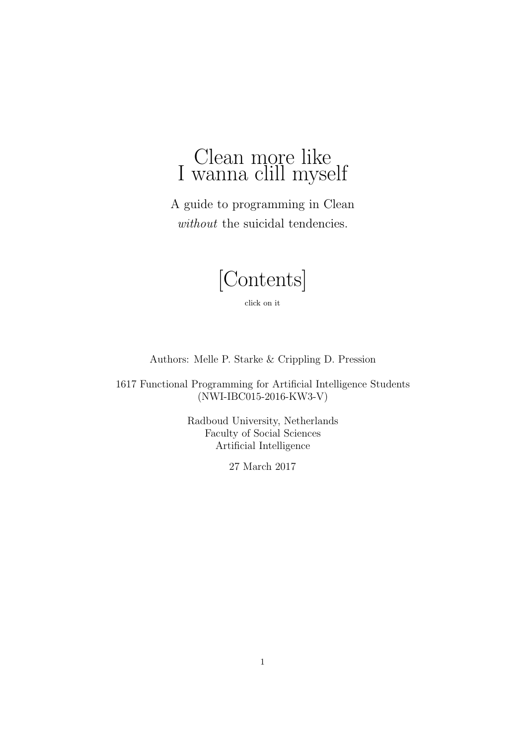# Clean more like I wanna clill myself

A guide to programming in Clean
*without* the suicidal tendencies.

## [Contents]

click on it

Authors: Melle P. Starke & Crippling D. Pression

1617 Functional Programming for Artificial Intelligence Students
(NWI-IBC015-2016-KW3-V)

Radboud University, Netherlands
Faculty of Social Sciences
Artificial Intelligence

27 March 2017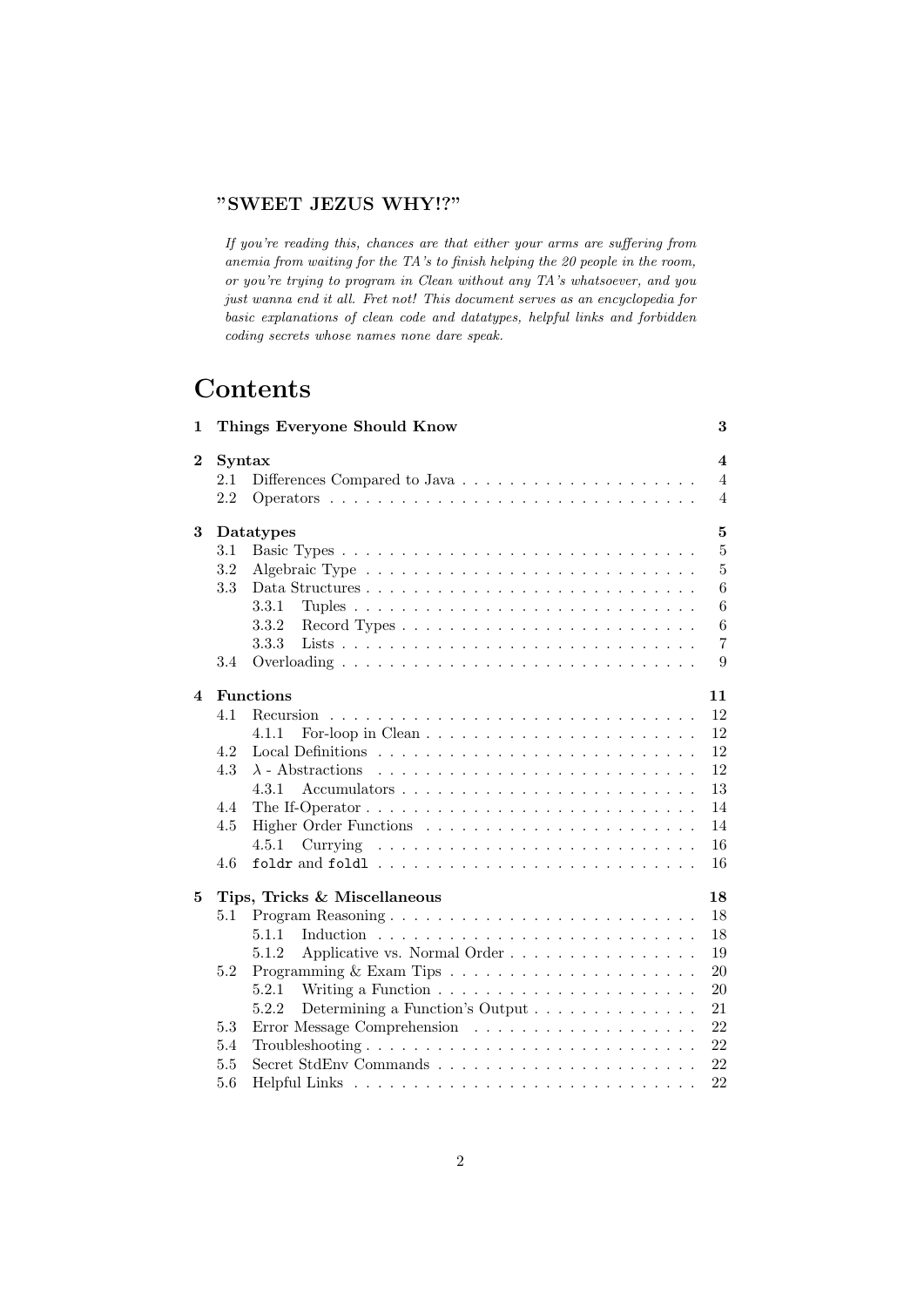**"SWEET JEZUS WHY!?"**

*If you're reading this, chances are that either your arms are suffering from anemia from waiting for the TA's to finish helping the 20 people in the room, or you're trying to program in Clean without any TA's whatsoever, and you just wanna end it all. Fret not! This document serves as an encyclopedia for basic explanations of clean code and datatypes, helpful links and forbidden coding secrets whose names none dare speak.*

# Contents

**1 Things Everyone Should Know** — 3

**2 Syntax** — 4
- 2.1 Differences Compared to Java — 4
- 2.2 Operators — 4

**3 Datatypes** — 5
- 3.1 Basic Types — 5
- 3.2 Algebraic Type — 5
- 3.3 Data Structures — 6
  - 3.3.1 Tuples — 6
  - 3.3.2 Record Types — 6
  - 3.3.3 Lists — 7
- 3.4 Overloading — 9

**4 Functions** — 11
- 4.1 Recursion — 12
  - 4.1.1 For-loop in Clean — 12
- 4.2 Local Definitions — 12
- 4.3 $\lambda$ - Abstractions — 12
  - 4.3.1 Accumulators — 13
- 4.4 The If-Operator — 14
- 4.5 Higher Order Functions — 14
  - 4.5.1 Currying — 16
- 4.6 `foldr` and `foldl` — 16

**5 Tips, Tricks & Miscellaneous** — 18
- 5.1 Program Reasoning — 18
  - 5.1.1 Induction — 18
  - 5.1.2 Applicative vs. Normal Order — 19
- 5.2 Programming & Exam Tips — 20
  - 5.2.1 Writing a Function — 20
  - 5.2.2 Determining a Function's Output — 21
- 5.3 Error Message Comprehension — 22
- 5.4 Troubleshooting — 22
- 5.5 Secret StdEnv Commands — 22
- 5.6 Helpful Links — 22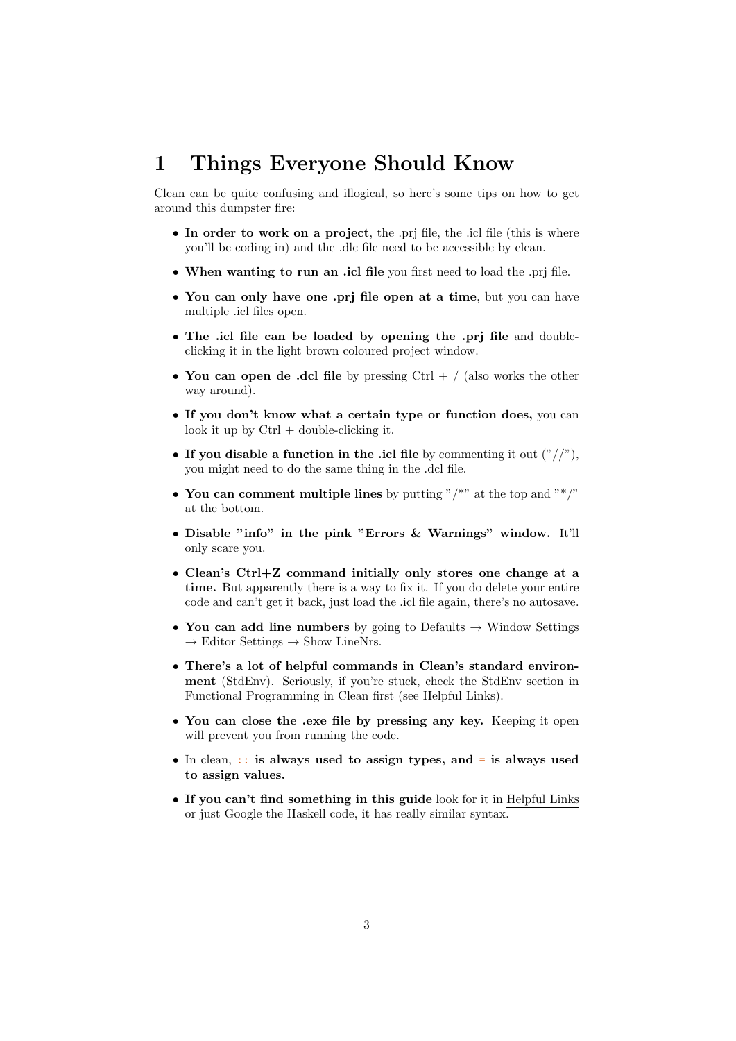# 1 Things Everyone Should Know

Clean can be quite confusing and illogical, so here's some tips on how to get around this dumpster fire:

- **In order to work on a project**, the .prj file, the .icl file (this is where you'll be coding in) and the .dlc file need to be accessible by clean.
- **When wanting to run an .icl file** you first need to load the .prj file.
- **You can only have one .prj file open at a time**, but you can have multiple .icl files open.
- **The .icl file can be loaded by opening the .prj file** and double-clicking it in the light brown coloured project window.
- **You can open de .dcl file** by pressing Ctrl + / (also works the other way around).
- **If you don't know what a certain type or function does,** you can look it up by Ctrl + double-clicking it.
- **If you disable a function in the .icl file** by commenting it out ("//"), you might need to do the same thing in the .dcl file.
- **You can comment multiple lines** by putting "/*" at the top and "*/" at the bottom.
- **Disable "info" in the pink "Errors & Warnings" window.** It'll only scare you.
- **Clean's Ctrl+Z command initially only stores one change at a time.** But apparently there is a way to fix it. If you do delete your entire code and can't get it back, just load the .icl file again, there's no autosave.
- **You can add line numbers** by going to Defaults → Window Settings → Editor Settings → Show LineNrs.
- **There's a lot of helpful commands in Clean's standard environment** (StdEnv). Seriously, if you're stuck, check the StdEnv section in Functional Programming in Clean first (see Helpful Links).
- **You can close the .exe file by pressing any key.** Keeping it open will prevent you from running the code.
- In clean, `::` **is always used to assign types, and** `=` **is always used to assign values.**
- **If you can't find something in this guide** look for it in Helpful Links or just Google the Haskell code, it has really similar syntax.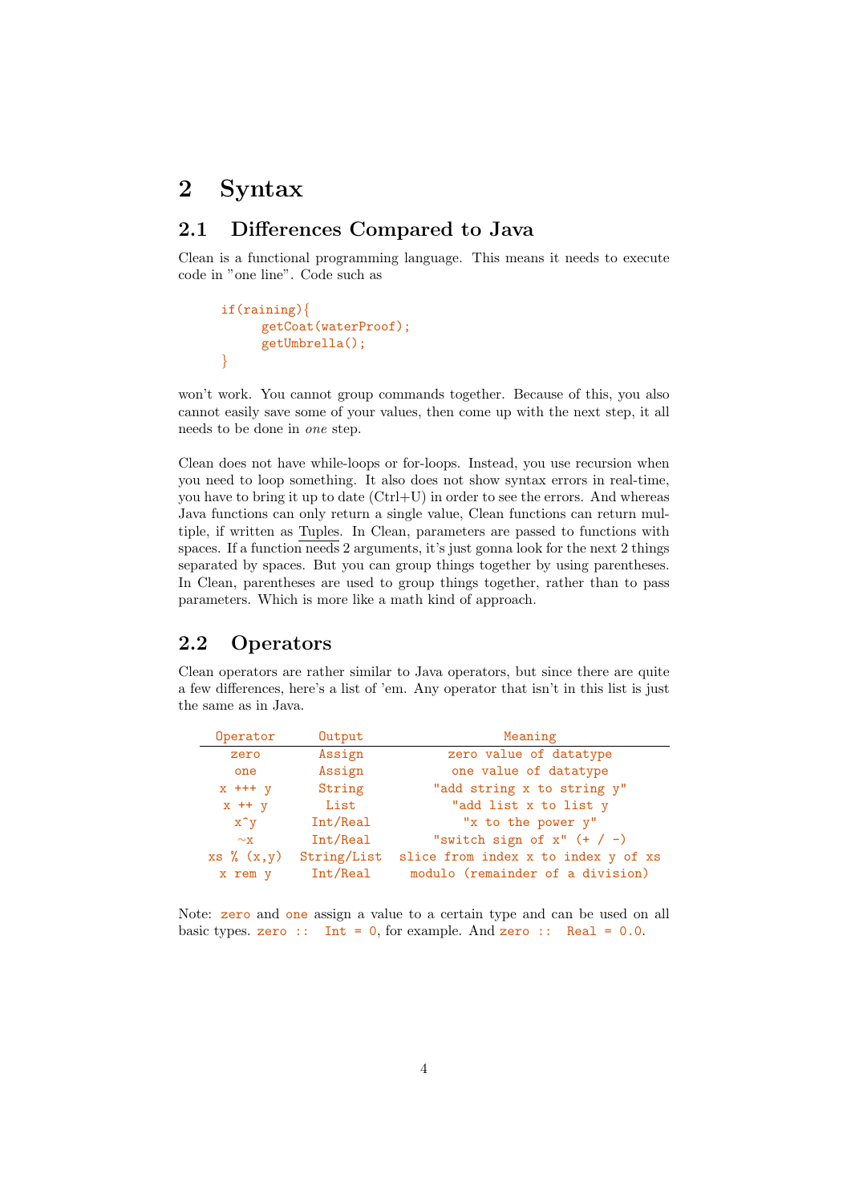# 2 Syntax

## 2.1 Differences Compared to Java

Clean is a functional programming language. This means it needs to execute code in "one line". Code such as

```
if(raining){
     getCoat(waterProof);
     getUmbrella();
}
```

won't work. You cannot group commands together. Because of this, you also cannot easily save some of your values, then come up with the next step, it all needs to be done in *one* step.

Clean does not have while-loops or for-loops. Instead, you use recursion when you need to loop something. It also does not show syntax errors in real-time, you have to bring it up to date (Ctrl+U) in order to see the errors. And whereas Java functions can only return a single value, Clean functions can return multiple, if written as Tuples. In Clean, parameters are passed to functions with spaces. If a function needs 2 arguments, it's just gonna look for the next 2 things separated by spaces. But you can group things together by using parentheses. In Clean, parentheses are used to group things together, rather than to pass parameters. Which is more like a math kind of approach.

## 2.2 Operators

Clean operators are rather similar to Java operators, but since there are quite a few differences, here's a list of 'em. Any operator that isn't in this list is just the same as in Java.

| Operator | Output | Meaning |
|---|---|---|
| `zero` | Assign | zero value of datatype |
| `one` | Assign | one value of datatype |
| `x +++ y` | String | "add string x to string y" |
| `x ++ y` | List | "add list x to list y |
| `x^y` | Int/Real | "x to the power y" |
| `~x` | Int/Real | "switch sign of x" (+ / -) |
| `xs % (x,y)` | String/List | slice from index x to index y of xs |
| `x rem y` | Int/Real | modulo (remainder of a division) |

Note: `zero` and `one` assign a value to a certain type and can be used on all basic types. `zero :: Int = 0`, for example. And `zero :: Real = 0.0`.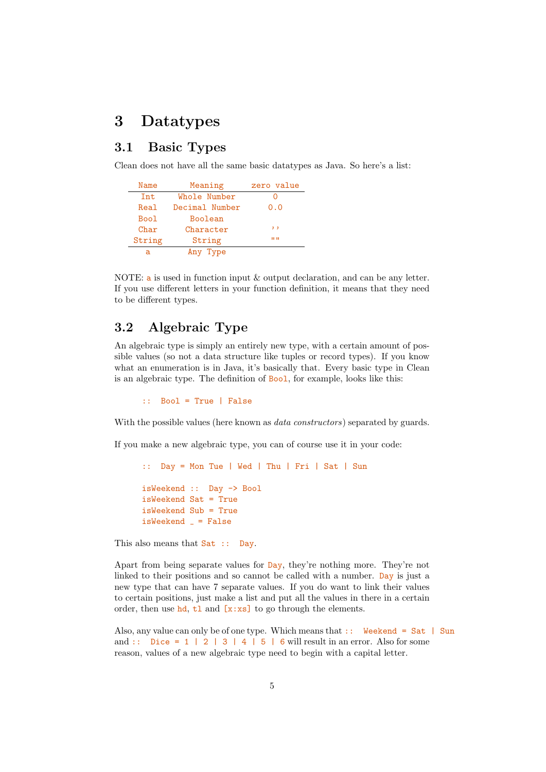# 3 Datatypes

## 3.1 Basic Types

Clean does not have all the same basic datatypes as Java. So here's a list:

| Name | Meaning | zero value |
|---|---|---|
| Int | Whole Number | 0 |
| Real | Decimal Number | 0.0 |
| Bool | Boolean | |
| Char | Character | '' |
| String | String | "" |
| a | Any Type | |

NOTE: `a` is used in function input & output declaration, and can be any letter. If you use different letters in your function definition, it means that they need to be different types.

## 3.2 Algebraic Type

An algebraic type is simply an entirely new type, with a certain amount of possible values (so not a data structure like tuples or record types). If you know what an enumeration is in Java, it's basically that. Every basic type in Clean is an algebraic type. The definition of `Bool`, for example, looks like this:

```
:: Bool = True | False
```

With the possible values (here known as *data constructors*) separated by guards.

If you make a new algebraic type, you can of course use it in your code:

```
:: Day = Mon Tue | Wed | Thu | Fri | Sat | Sun

isWeekend :: Day -> Bool
isWeekend Sat = True
isWeekend Sub = True
isWeekend _ = False
```

This also means that `Sat :: Day`.

Apart from being separate values for `Day`, they're nothing more. They're not linked to their positions and so cannot be called with a number. `Day` is just a new type that can have 7 separate values. If you do want to link their values to certain positions, just make a list and put all the values in there in a certain order, then use `hd`, `tl` and `[x:xs]` to go through the elements.

Also, any value can only be of one type. Which means that `:: Weekend = Sat | Sun` and `:: Dice = 1 | 2 | 3 | 4 | 5 | 6` will result in an error. Also for some reason, values of a new algebraic type need to begin with a capital letter.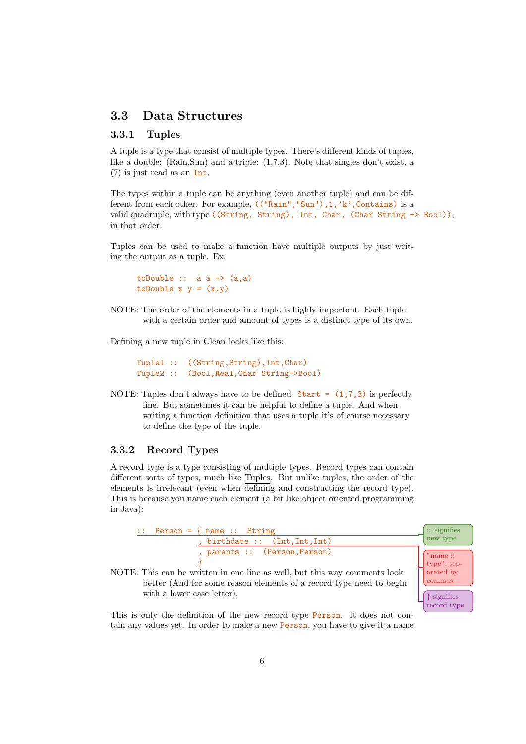## 3.3 Data Structures

### 3.3.1 Tuples

A tuple is a type that consist of multiple types. There's different kinds of tuples, like a double: (Rain,Sun) and a triple: (1,7,3). Note that singles don't exist, a (7) is just read as an `Int`.

The types within a tuple can be anything (even another tuple) and can be different from each other. For example, `(("Rain","Sun"),1,'k',Contains)` is a valid quadruple, with type `((String, String), Int, Char, (Char String -> Bool))`, in that order.

Tuples can be used to make a function have multiple outputs by just writing the output as a tuple. Ex:

```
toDouble ::  a a -> (a,a)
toDouble x y = (x,y)
```

NOTE: The order of the elements in a tuple is highly important. Each tuple with a certain order and amount of types is a distinct type of its own.

Defining a new tuple in Clean looks like this:

```
Tuple1 ::  ((String,String),Int,Char)
Tuple2 ::  (Bool,Real,Char String->Bool)
```

NOTE: Tuples don't always have to be defined. `Start = (1,7,3)` is perfectly fine. But sometimes it can be helpful to define a tuple. And when writing a function definition that uses a tuple it's of course necessary to define the type of the tuple.

### 3.3.2 Record Types

A record type is a type consisting of multiple types. Record types can contain different sorts of types, much like Tuples. But unlike tuples, the order of the elements is irrelevant (even when defining and constructing the record type). This is because you name each element (a bit like object oriented programming in Java):

```
::  Person = { name ::  String
             , birthdate ::  (Int,Int,Int)
             , parents ::  (Person,Person)
             }
```

:: signifies new type

"name :: type", separated by commas

} signifies record type

NOTE: This can be written in one line as well, but this way comments look better (And for some reason elements of a record type need to begin with a lower case letter).

This is only the definition of the new record type `Person`. It does not contain any values yet. In order to make a new `Person`, you have to give it a name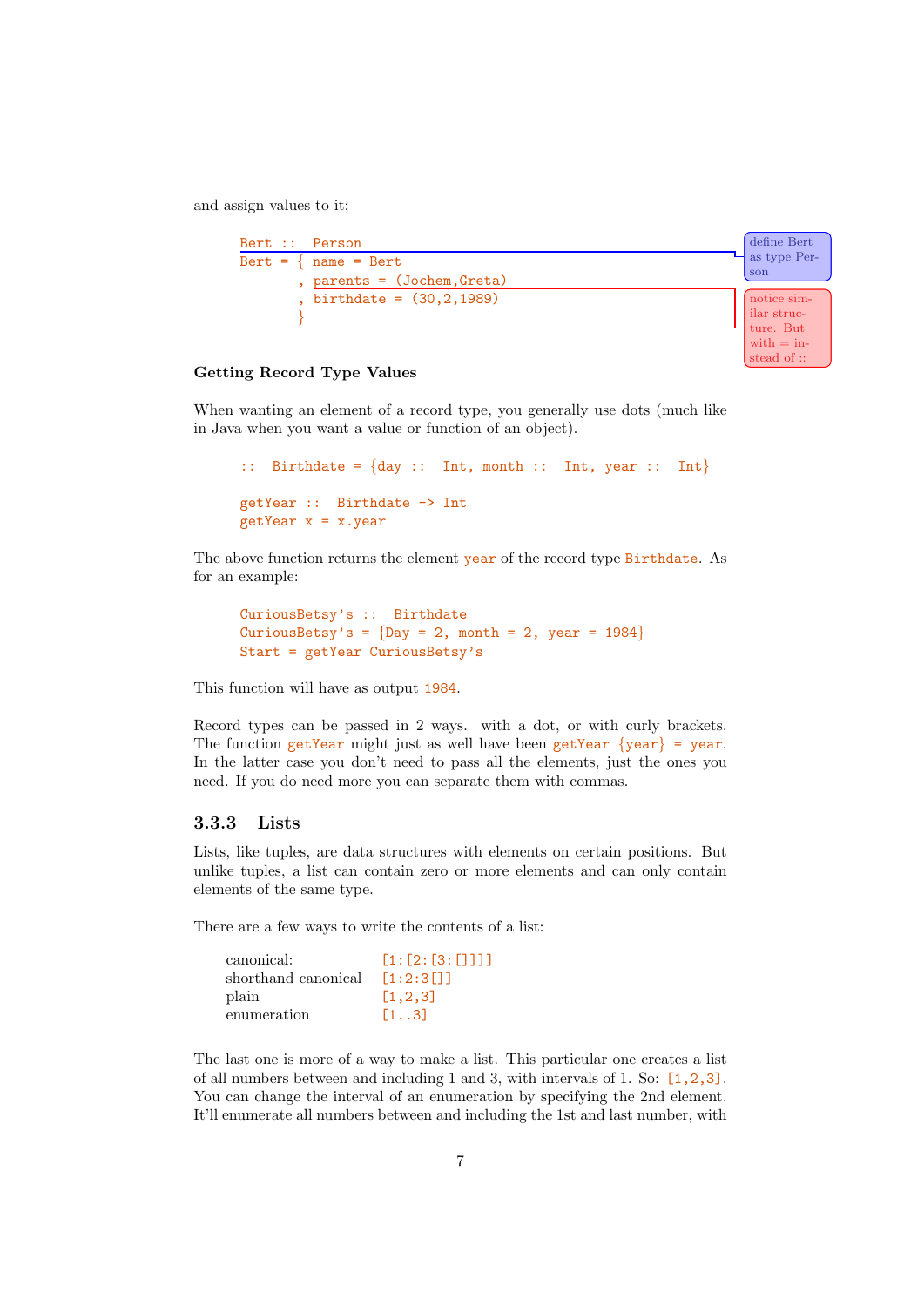and assign values to it:

```
Bert ::  Person
Bert = { name = Bert
       , parents = (Jochem,Greta)
       , birthdate = (30,2,1989)
       }
```

define Bert as type Person

notice similar structure. But with = instead of ::

#### Getting Record Type Values

When wanting an element of a record type, you generally use dots (much like in Java when you want a value or function of an object).

```
:: Birthdate = {day ::  Int, month ::  Int, year ::  Int}

getYear ::  Birthdate -> Int
getYear x = x.year
```

The above function returns the element `year` of the record type `Birthdate`. As for an example:

```
CuriousBetsy's ::  Birthdate
CuriousBetsy's = {Day = 2, month = 2, year = 1984}
Start = getYear CuriousBetsy's
```

This function will have as output `1984`.

Record types can be passed in 2 ways. with a dot, or with curly brackets. The function `getYear` might just as well have been `getYear {year} = year`. In the latter case you don't need to pass all the elements, just the ones you need. If you do need more you can separate them with commas.

### 3.3.3 Lists

Lists, like tuples, are data structures with elements on certain positions. But unlike tuples, a list can contain zero or more elements and can only contain elements of the same type.

There are a few ways to write the contents of a list:

| | |
|---|---|
| canonical: | `[1:[2:[3:[]]]]` |
| shorthand canonical | `[1:2:3[]]` |
| plain | `[1,2,3]` |
| enumeration | `[1..3]` |

The last one is more of a way to make a list. This particular one creates a list of all numbers between and including 1 and 3, with intervals of 1. So: `[1,2,3]`. You can change the interval of an enumeration by specifying the 2nd element. It'll enumerate all numbers between and including the 1st and last number, with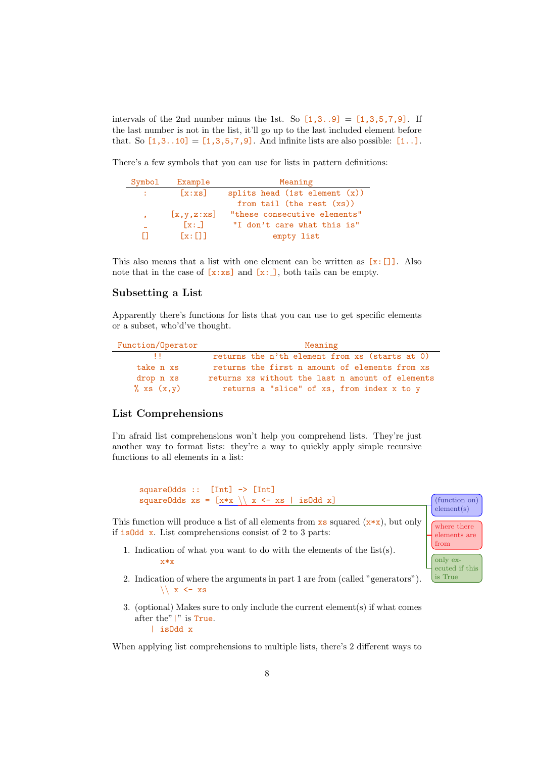intervals of the 2nd number minus the 1st. So `[1,3..9]` = `[1,3,5,7,9]`. If the last number is not in the list, it'll go up to the last included element before that. So `[1,3..10]` = `[1,3,5,7,9]`. And infinite lists are also possible: `[1..]`.

There's a few symbols that you can use for lists in pattern definitions:

| Symbol | Example | Meaning |
|---|---|---|
| `:` | `[x:xs]` | splits head (1st element (x)) from tail (the rest (xs)) |
| `,` | `[x,y,z:xs]` | "these consecutive elements" |
| `_` | `[x:_]` | "I don't care what this is" |
| `[]` | `[x:[]]` | empty list |

This also means that a list with one element can be written as `[x:[]]`. Also note that in the case of `[x:xs]` and `[x:_]`, both tails can be empty.

## Subsetting a List

Apparently there's functions for lists that you can use to get specific elements or a subset, who'd've thought.

| Function/Operator | Meaning |
|---|---|
| `!!` | returns the n'th element from xs (starts at 0) |
| `take n xs` | returns the first n amount of elements from xs |
| `drop n xs` | returns xs without the last n amount of elements |
| `% xs (x,y)` | returns a "slice" of xs, from index x to y |

## List Comprehensions

I'm afraid list comprehensions won't help you comprehend lists. They're just another way to format lists: they're a way to quickly apply simple recursive functions to all elements in a list:

```
squareOdds ::  [Int] -> [Int]
squareOdds xs = [x*x \\ x <- xs | isOdd x]
```

(function on) element(s) — where there elements are from — only executed if this is True

This function will produce a list of all elements from `xs` squared (`x*x`), but only if `isOdd x`. List comprehensions consist of 2 to 3 parts:

1. Indication of what you want to do with the elements of the list(s).
   `x*x`
2. Indication of where the arguments in part 1 are from (called "generators").
   `\\ x <- xs`
3. (optional) Makes sure to only include the current element(s) if what comes after the "`|`" is `True`.
   `| isOdd x`

When applying list comprehensions to multiple lists, there's 2 different ways to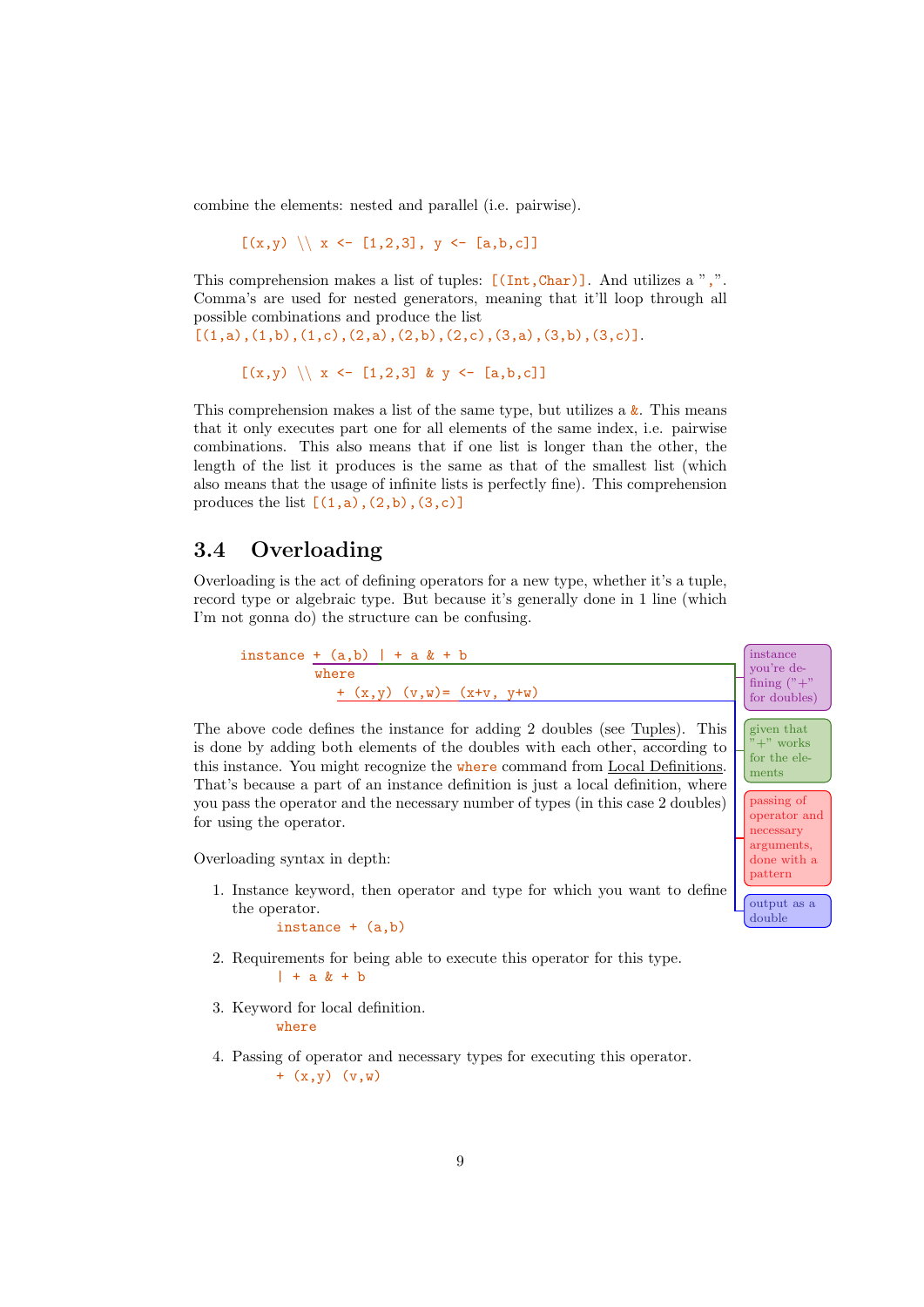combine the elements: nested and parallel (i.e. pairwise).

```
[(x,y) \\ x <- [1,2,3], y <- [a,b,c]]
```

This comprehension makes a list of tuples: `[(Int,Char)]`. And utilizes a ",". Comma's are used for nested generators, meaning that it'll loop through all possible combinations and produce the list `[(1,a),(1,b),(1,c),(2,a),(2,b),(2,c),(3,a),(3,b),(3,c)]`.

```
[(x,y) \\ x <- [1,2,3] & y <- [a,b,c]]
```

This comprehension makes a list of the same type, but utilizes a `&`. This means that it only executes part one for all elements of the same index, i.e. pairwise combinations. This also means that if one list is longer than the other, the length of the list it produces is the same as that of the smallest list (which also means that the usage of infinite lists is perfectly fine). This comprehension produces the list `[(1,a),(2,b),(3,c)]`

## 3.4 Overloading

Overloading is the act of defining operators for a new type, whether it's a tuple, record type or algebraic type. But because it's generally done in 1 line (which I'm not gonna do) the structure can be confusing.

```
instance + (a,b) | + a & + b
        where
          + (x,y) (v,w)= (x+v, y+w)
```

- instance you're defining ("+" for doubles)
- given that "+" works for the elements
- passing of operator and necessary arguments, done with a pattern
- output as a double

The above code defines the instance for adding 2 doubles (see Tuples). This is done by adding both elements of the doubles with each other, according to this instance. You might recognize the `where` command from Local Definitions. That's because a part of an instance definition is just a local definition, where you pass the operator and the necessary number of types (in this case 2 doubles) for using the operator.

Overloading syntax in depth:

1. Instance keyword, then operator and type for which you want to define the operator.
   `instance + (a,b)`
2. Requirements for being able to execute this operator for this type.
   `| + a & + b`
3. Keyword for local definition.
   `where`
4. Passing of operator and necessary types for executing this operator.
   `+ (x,y) (v,w)`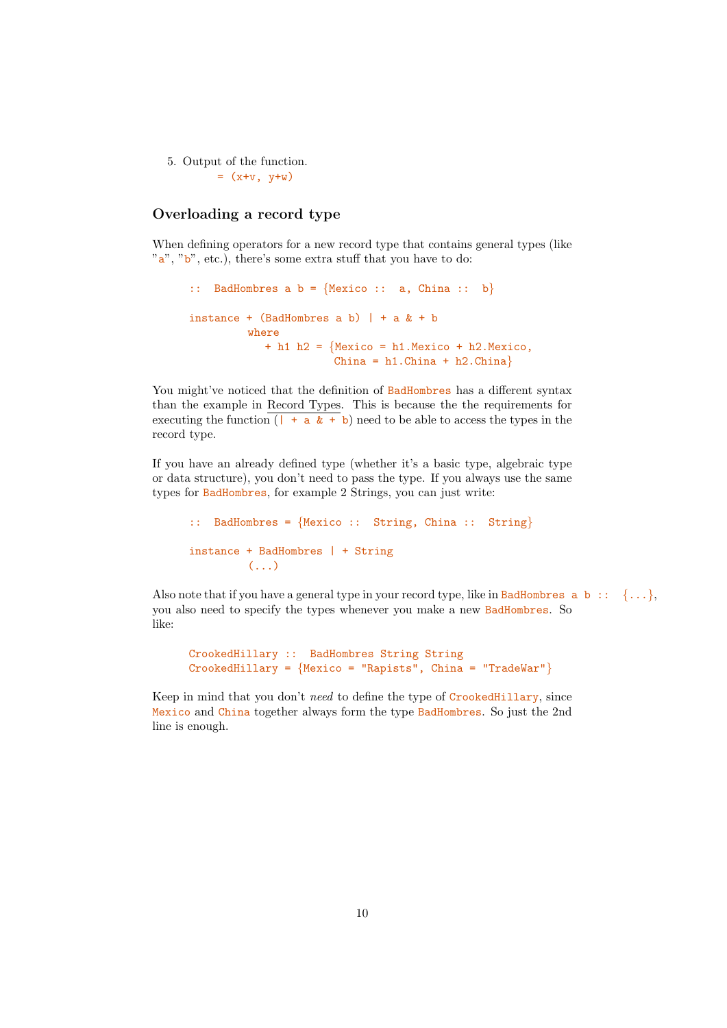5. Output of the function.
   ```
   = (x+v, y+w)
   ```

## Overloading a record type

When defining operators for a new record type that contains general types (like "a", "b", etc.), there's some extra stuff that you have to do:

```
:: BadHombres a b = {Mexico :: a, China :: b}

instance + (BadHombres a b) | + a & + b
          where
             + h1 h2 = {Mexico = h1.Mexico + h2.Mexico,
                         China = h1.China + h2.China}
```

You might've noticed that the definition of `BadHombres` has a different syntax than the example in Record Types. This is because the the requirements for executing the function (`| + a & + b`) need to be able to access the types in the record type.

If you have an already defined type (whether it's a basic type, algebraic type or data structure), you don't need to pass the type. If you always use the same types for `BadHombres`, for example 2 Strings, you can just write:

```
:: BadHombres = {Mexico :: String, China :: String}

instance + BadHombres | + String
          (...)
```

Also note that if you have a general type in your record type, like in `BadHombres a b :: {...}`, you also need to specify the types whenever you make a new `BadHombres`. So like:

```
CrookedHillary :: BadHombres String String
CrookedHillary = {Mexico = "Rapists", China = "TradeWar"}
```

Keep in mind that you don't *need* to define the type of `CrookedHillary`, since `Mexico` and `China` together always form the type `BadHombres`. So just the 2nd line is enough.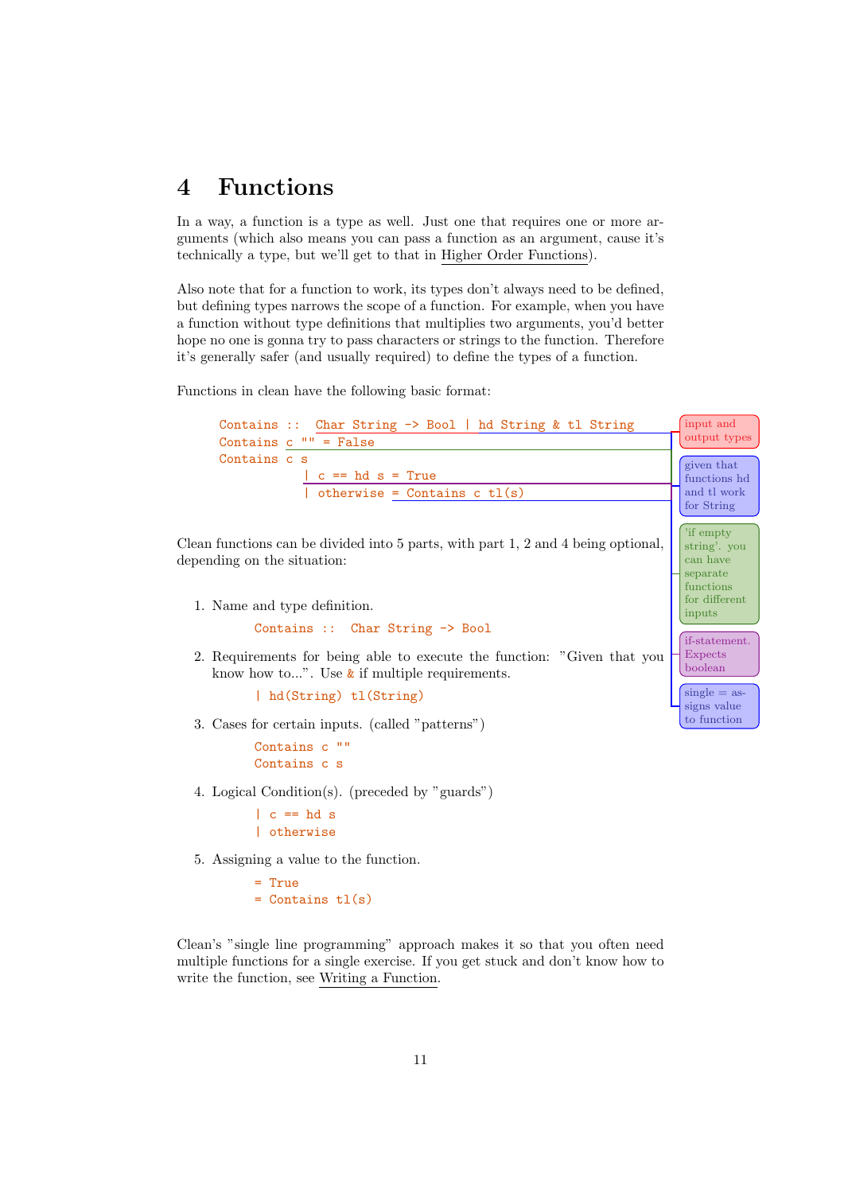# 4 Functions

In a way, a function is a type as well. Just one that requires one or more arguments (which also means you can pass a function as an argument, cause it's technically a type, but we'll get to that in Higher Order Functions).

Also note that for a function to work, its types don't always need to be defined, but defining types narrows the scope of a function. For example, when you have a function without type definitions that multiplies two arguments, you'd better hope no one is gonna try to pass characters or strings to the function. Therefore it's generally safer (and usually required) to define the types of a function.

Functions in clean have the following basic format:

```
Contains ::  Char String -> Bool | hd String & tl String
Contains c "" = False
Contains c s
         | c == hd s = True
         | otherwise = Contains c tl(s)
```

- input and output types
- given that functions hd and tl work for String
- 'if empty string'. you can have separate functions for different inputs
- if-statement. Expects boolean
- single = assigns value to function

Clean functions can be divided into 5 parts, with part 1, 2 and 4 being optional, depending on the situation:

1. Name and type definition.

   ```
   Contains ::  Char String -> Bool
   ```

2. Requirements for being able to execute the function: "Given that you know how to...". Use `&` if multiple requirements.

   ```
   | hd(String) tl(String)
   ```

3. Cases for certain inputs. (called "patterns")

   ```
   Contains c ""
   Contains c s
   ```

4. Logical Condition(s). (preceded by "guards")

   ```
   | c == hd s
   | otherwise
   ```

5. Assigning a value to the function.

   ```
   = True
   = Contains tl(s)
   ```

Clean's "single line programming" approach makes it so that you often need multiple functions for a single exercise. If you get stuck and don't know how to write the function, see Writing a Function.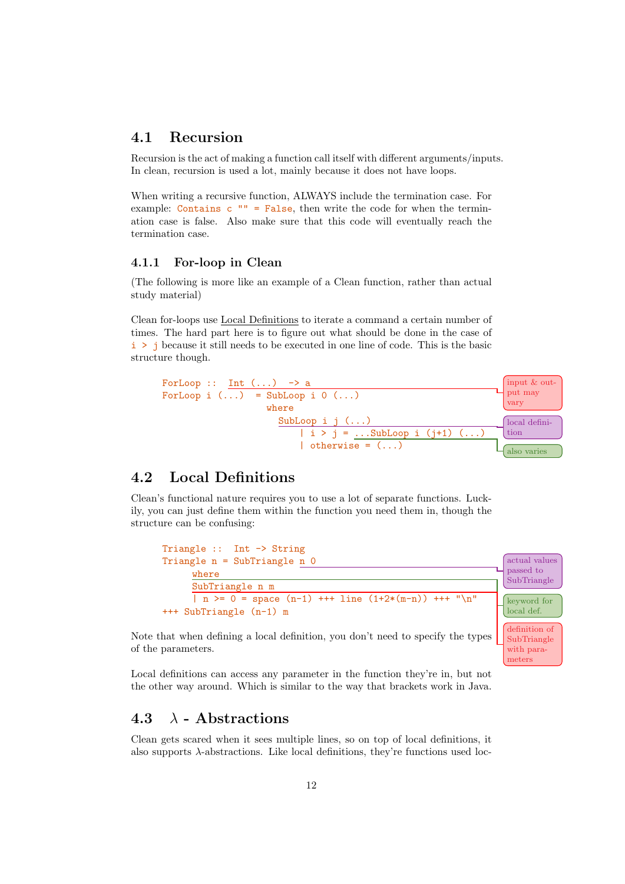## 4.1 Recursion

Recursion is the act of making a function call itself with different arguments/inputs. In clean, recursion is used a lot, mainly because it does not have loops.

When writing a recursive function, ALWAYS include the termination case. For example: `Contains c "" = False`, then write the code for when the termination case is false. Also make sure that this code will eventually reach the termination case.

### 4.1.1 For-loop in Clean

(The following is more like an example of a Clean function, rather than actual study material)

Clean for-loops use Local Definitions to iterate a command a certain number of times. The hard part here is to figure out what should be done in the case of `i > j` because it still needs to be executed in one line of code. This is the basic structure though.

```
ForLoop :: Int (...) -> a
ForLoop i (...) = SubLoop i 0 (...)
                  where
                    SubLoop i j (...)
                        | i > j = ...SubLoop i (j+1) (...)
                        | otherwise = (...)
```

input & output may vary

local definition

also varies

## 4.2 Local Definitions

Clean's functional nature requires you to use a lot of separate functions. Luckily, you can just define them within the function you need them in, though the structure can be confusing:

```
Triangle :: Int -> String
Triangle n = SubTriangle n 0
     where
     SubTriangle n m
     | n >= 0 = space (n-1) +++ line (1+2*(m-n)) +++ "\n"
+++ SubTriangle (n-1) m
```

actual values passed to SubTriangle

keyword for local def.

definition of SubTriangle with parameters

Note that when defining a local definition, you don't need to specify the types of the parameters.

Local definitions can access any parameter in the function they're in, but not the other way around. Which is similar to the way that brackets work in Java.

## 4.3 $\lambda$ - Abstractions

Clean gets scared when it sees multiple lines, so on top of local definitions, it also supports $\lambda$-abstractions. Like local definitions, they're functions used loc-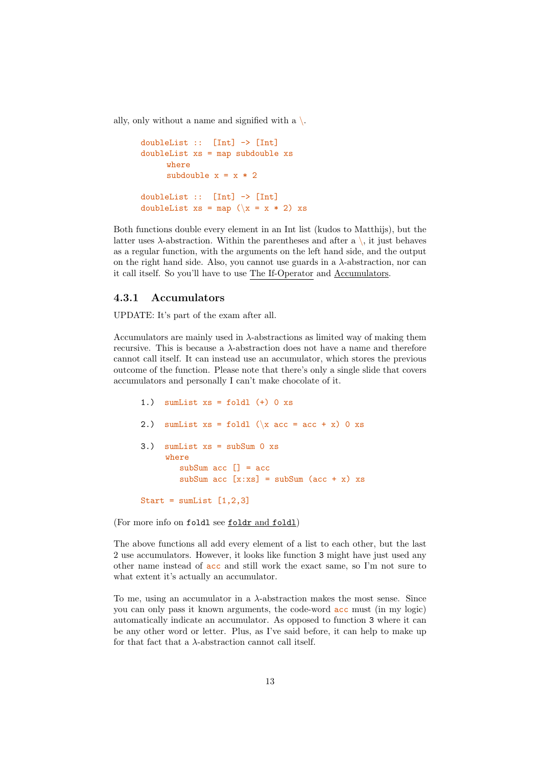ally, only without a name and signified with a \.

```
doubleList ::  [Int] -> [Int]
doubleList xs = map subdouble xs
      where
      subdouble x = x * 2

doubleList ::  [Int] -> [Int]
doubleList xs = map (\x = x * 2) xs
```

Both functions double every element in an Int list (kudos to Matthijs), but the latter uses λ-abstraction. Within the parentheses and after a \, it just behaves as a regular function, with the arguments on the left hand side, and the output on the right hand side. Also, you cannot use guards in a λ-abstraction, nor can it call itself. So you'll have to use The If-Operator and Accumulators.

### 4.3.1 Accumulators

UPDATE: It's part of the exam after all.

Accumulators are mainly used in λ-abstractions as limited way of making them recursive. This is because a λ-abstraction does not have a name and therefore cannot call itself. It can instead use an accumulator, which stores the previous outcome of the function. Please note that there's only a single slide that covers accumulators and personally I can't make chocolate of it.

```
1.)  sumList xs = foldl (+) 0 xs

2.)  sumList xs = foldl (\x acc = acc + x) 0 xs

3.)  sumList xs = subSum 0 xs
     where
        subSum acc [] = acc
        subSum acc [x:xs] = subSum (acc + x) xs

Start = sumList [1,2,3]
```

(For more info on `foldl` see `foldr` and `foldl`)

The above functions all add every element of a list to each other, but the last 2 use accumulators. However, it looks like function 3 might have just used any other name instead of acc and still work the exact same, so I'm not sure to what extent it's actually an accumulator.

To me, using an accumulator in a λ-abstraction makes the most sense. Since you can only pass it known arguments, the code-word acc must (in my logic) automatically indicate an accumulator. As opposed to function 3 where it can be any other word or letter. Plus, as I've said before, it can help to make up for that fact that a λ-abstraction cannot call itself.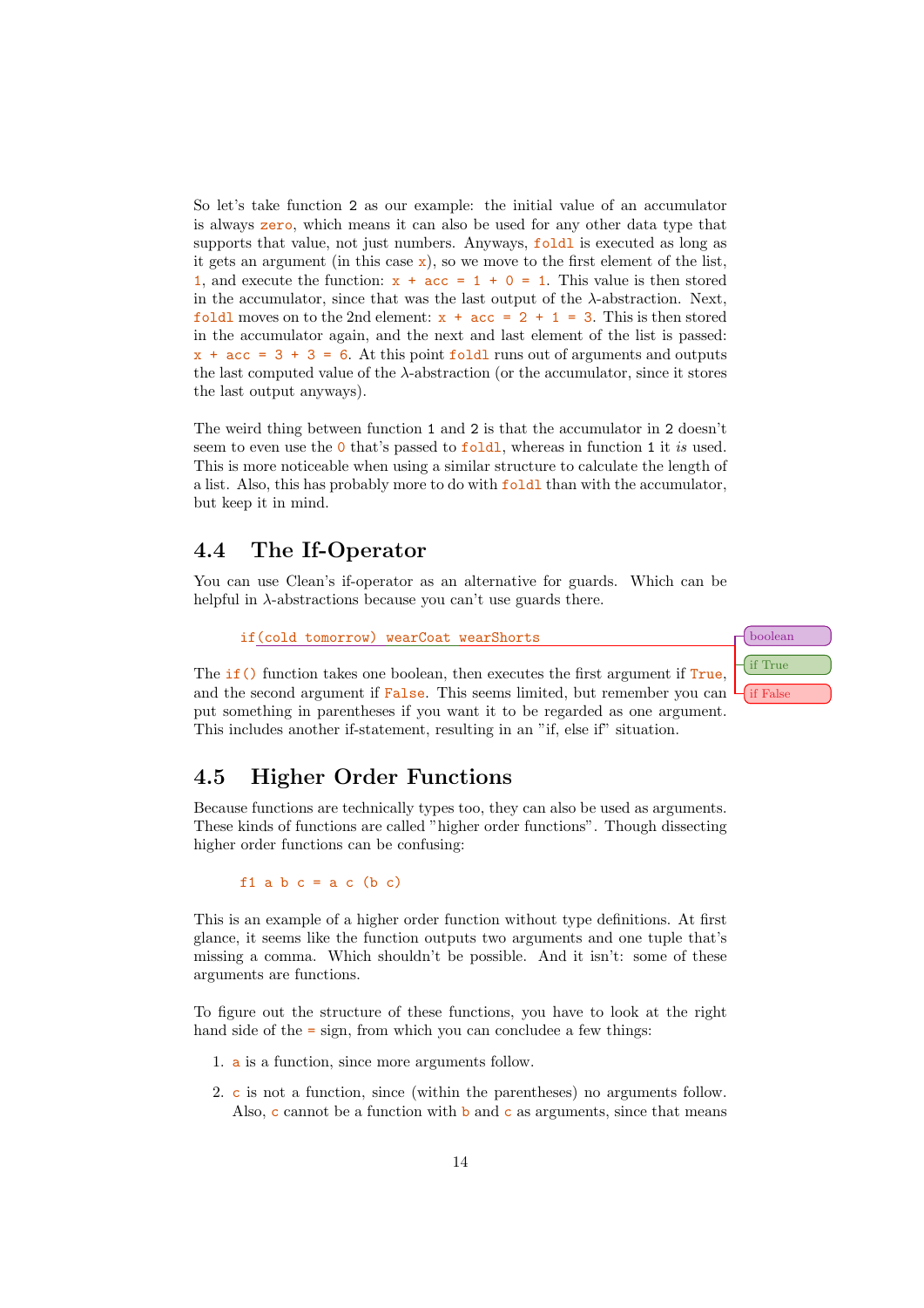So let's take function `2` as our example: the initial value of an accumulator is always `zero`, which means it can also be used for any other data type that supports that value, not just numbers. Anyways, `foldl` is executed as long as it gets an argument (in this case `x`), so we move to the first element of the list, `1`, and execute the function: `x + acc = 1 + 0 = 1`. This value is then stored in the accumulator, since that was the last output of the λ-abstraction. Next, `foldl` moves on to the 2nd element: `x + acc = 2 + 1 = 3`. This is then stored in the accumulator again, and the next and last element of the list is passed: `x + acc = 3 + 3 = 6`. At this point `foldl` runs out of arguments and outputs the last computed value of the λ-abstraction (or the accumulator, since it stores the last output anyways).

The weird thing between function `1` and `2` is that the accumulator in `2` doesn't seem to even use the `0` that's passed to `foldl`, whereas in function `1` it *is* used. This is more noticeable when using a similar structure to calculate the length of a list. Also, this has probably more to do with `foldl` than with the accumulator, but keep it in mind.

## 4.4 The If-Operator

You can use Clean's if-operator as an alternative for guards. Which can be helpful in λ-abstractions because you can't use guards there.

```
if(cold tomorrow) wearCoat wearShorts
```

boolean — if True — if False

The `if()` function takes one boolean, then executes the first argument if `True`, and the second argument if `False`. This seems limited, but remember you can put something in parentheses if you want it to be regarded as one argument. This includes another if-statement, resulting in an "if, else if" situation.

## 4.5 Higher Order Functions

Because functions are technically types too, they can also be used as arguments. These kinds of functions are called "higher order functions". Though dissecting higher order functions can be confusing:

```
f1 a b c = a c (b c)
```

This is an example of a higher order function without type definitions. At first glance, it seems like the function outputs two arguments and one tuple that's missing a comma. Which shouldn't be possible. And it isn't: some of these arguments are functions.

To figure out the structure of these functions, you have to look at the right hand side of the `=` sign, from which you can concludee a few things:

1. `a` is a function, since more arguments follow.
2. `c` is not a function, since (within the parentheses) no arguments follow. Also, `c` cannot be a function with `b` and `c` as arguments, since that means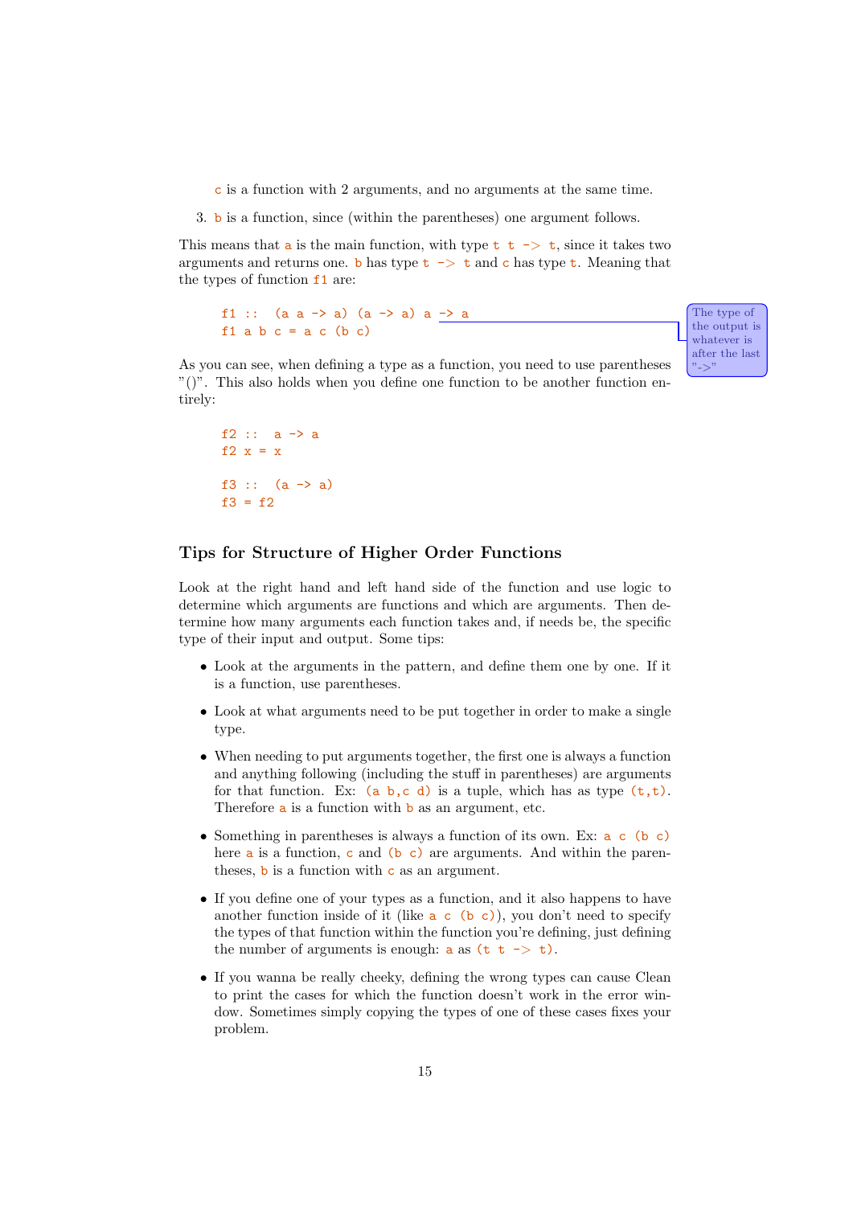`c` is a function with 2 arguments, and no arguments at the same time.

3. `b` is a function, since (within the parentheses) one argument follows.

This means that `a` is the main function, with type `t t -> t`, since it takes two arguments and returns one. `b` has type `t -> t` and `c` has type `t`. Meaning that the types of function `f1` are:

```
f1 ::  (a a -> a) (a -> a) a -> a
f1 a b c = a c (b c)
```

The type of the output is whatever is after the last "->"

As you can see, when defining a type as a function, you need to use parentheses "()". This also holds when you define one function to be another function entirely:

```
f2 ::  a -> a
f2 x = x

f3 ::  (a -> a)
f3 = f2
```

## Tips for Structure of Higher Order Functions

Look at the right hand and left hand side of the function and use logic to determine which arguments are functions and which are arguments. Then determine how many arguments each function takes and, if needs be, the specific type of their input and output. Some tips:

- Look at the arguments in the pattern, and define them one by one. If it is a function, use parentheses.
- Look at what arguments need to be put together in order to make a single type.
- When needing to put arguments together, the first one is always a function and anything following (including the stuff in parentheses) are arguments for that function. Ex: `(a b,c d)` is a tuple, which has as type `(t,t)`. Therefore `a` is a function with `b` as an argument, etc.
- Something in parentheses is always a function of its own. Ex: `a c (b c)` here `a` is a function, `c` and `(b c)` are arguments. And within the parentheses, `b` is a function with `c` as an argument.
- If you define one of your types as a function, and it also happens to have another function inside of it (like `a c (b c)`), you don't need to specify the types of that function within the function you're defining, just defining the number of arguments is enough: `a` as `(t t -> t)`.
- If you wanna be really cheeky, defining the wrong types can cause Clean to print the cases for which the function doesn't work in the error window. Sometimes simply copying the types of one of these cases fixes your problem.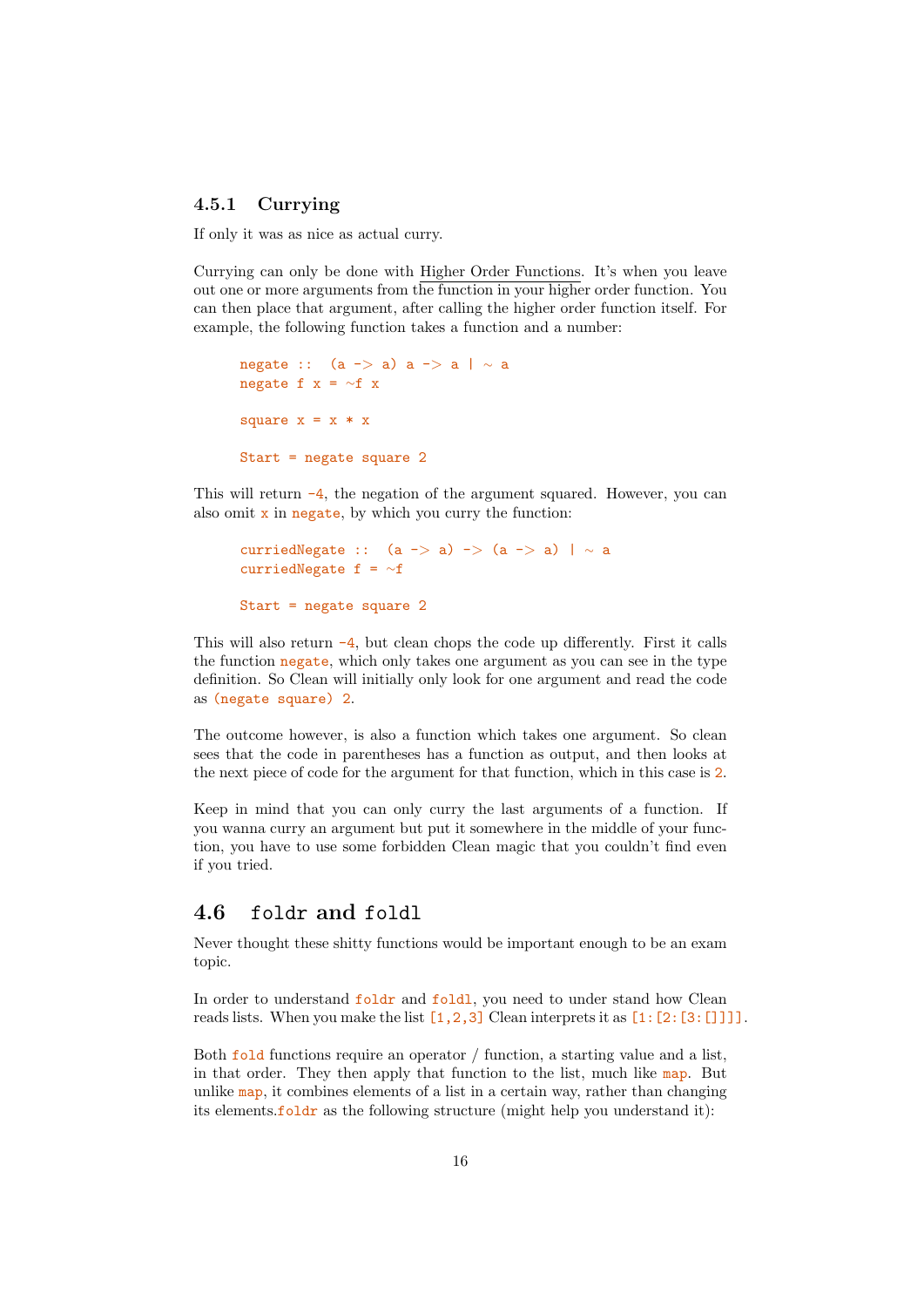### 4.5.1 Currying

If only it was as nice as actual curry.

Currying can only be done with Higher Order Functions. It's when you leave out one or more arguments from the function in your higher order function. You can then place that argument, after calling the higher order function itself. For example, the following function takes a function and a number:

```
negate ::  (a -> a) a -> a | ~ a
negate f x = ~f x

square x = x * x

Start = negate square 2
```

This will return `-4`, the negation of the argument squared. However, you can also omit `x` in `negate`, by which you curry the function:

```
curriedNegate ::  (a -> a) -> (a -> a) | ~ a
curriedNegate f = ~f

Start = negate square 2
```

This will also return `-4`, but clean chops the code up differently. First it calls the function `negate`, which only takes one argument as you can see in the type definition. So Clean will initially only look for one argument and read the code as `(negate square) 2`.

The outcome however, is also a function which takes one argument. So clean sees that the code in parentheses has a function as output, and then looks at the next piece of code for the argument for that function, which in this case is `2`.

Keep in mind that you can only curry the last arguments of a function. If you wanna curry an argument but put it somewhere in the middle of your function, you have to use some forbidden Clean magic that you couldn't find even if you tried.

## 4.6 `foldr` and `foldl`

Never thought these shitty functions would be important enough to be an exam topic.

In order to understand `foldr` and `foldl`, you need to under stand how Clean reads lists. When you make the list `[1,2,3]` Clean interprets it as `[1:[2:[3:[]]]]`.

Both `fold` functions require an operator / function, a starting value and a list, in that order. They then apply that function to the list, much like `map`. But unlike `map`, it combines elements of a list in a certain way, rather than changing its elements.`foldr` as the following structure (might help you understand it):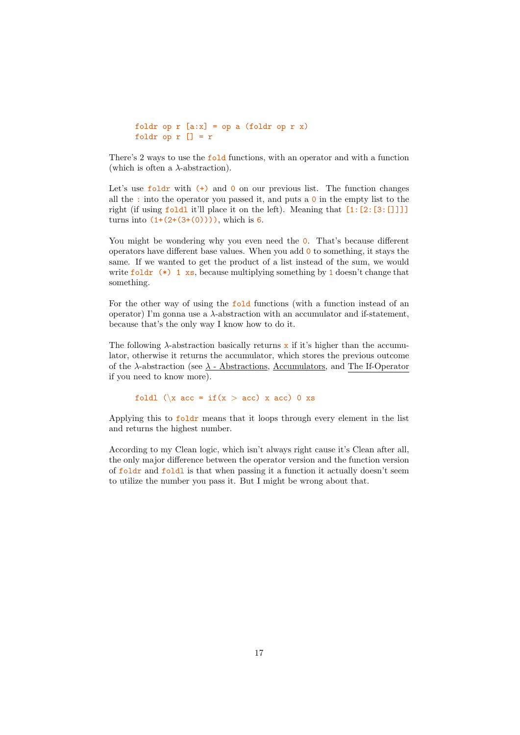```
foldr op r [a:x] = op a (foldr op r x)
foldr op r [] = r
```

There's 2 ways to use the `fold` functions, with an operator and with a function (which is often a λ-abstraction).

Let's use `foldr` with `(+)` and `0` on our previous list. The function changes all the `:` into the operator you passed it, and puts a `0` in the empty list to the right (if using `foldl` it'll place it on the left). Meaning that `[1:[2:[3:[]]]]` turns into `(1+(2+(3+(0))))`, which is `6`.

You might be wondering why you even need the `0`. That's because different operators have different base values. When you add `0` to something, it stays the same. If we wanted to get the product of a list instead of the sum, we would write `foldr (*) 1 xs`, because multiplying something by `1` doesn't change that something.

For the other way of using the `fold` functions (with a function instead of an operator) I'm gonna use a λ-abstraction with an accumulator and if-statement, because that's the only way I know how to do it.

The following λ-abstraction basically returns `x` if it's higher than the accumulator, otherwise it returns the accumulator, which stores the previous outcome of the λ-abstraction (see λ - Abstractions, Accumulators, and The If-Operator if you need to know more).

```
foldl (\x acc = if(x > acc) x acc) 0 xs
```

Applying this to `foldr` means that it loops through every element in the list and returns the highest number.

According to my Clean logic, which isn't always right cause it's Clean after all, the only major difference between the operator version and the function version of `foldr` and `foldl` is that when passing it a function it actually doesn't seem to utilize the number you pass it. But I might be wrong about that.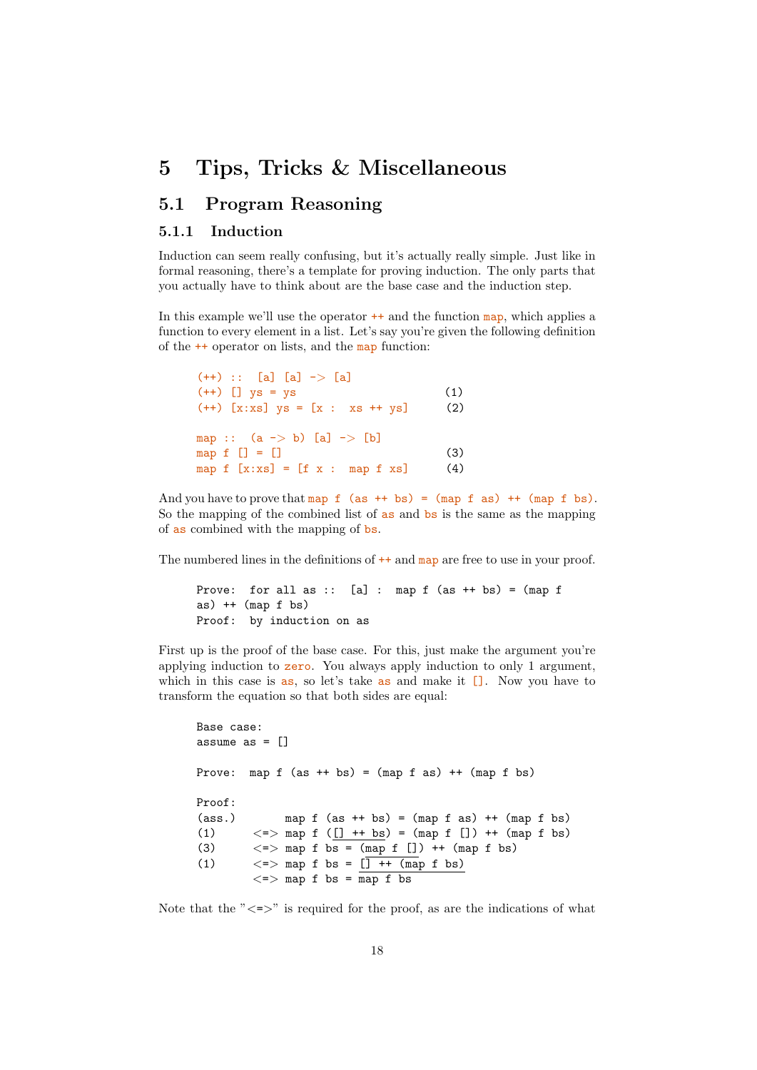# 5 Tips, Tricks & Miscellaneous

## 5.1 Program Reasoning

### 5.1.1 Induction

Induction can seem really confusing, but it's actually really simple. Just like in formal reasoning, there's a template for proving induction. The only parts that you actually have to think about are the base case and the induction step.

In this example we'll use the operator `++` and the function `map`, which applies a function to every element in a list. Let's say you're given the following definition of the `++` operator on lists, and the `map` function:

```
(++) ::  [a] [a] -> [a]
(++) [] ys = ys                       (1)
(++) [x:xs] ys = [x :  xs ++ ys]      (2)

map ::  (a -> b) [a] -> [b]
map f [] = []                         (3)
map f [x:xs] = [f x :  map f xs]      (4)
```

And you have to prove that `map f (as ++ bs) = (map f as) ++ (map f bs)`. So the mapping of the combined list of `as` and `bs` is the same as the mapping of `as` combined with the mapping of `bs`.

The numbered lines in the definitions of `++` and `map` are free to use in your proof.

```
Prove:  for all as ::  [a] :  map f (as ++ bs) = (map f
as) ++ (map f bs)
Proof:  by induction on as
```

First up is the proof of the base case. For this, just make the argument you're applying induction to `zero`. You always apply induction to only 1 argument, which in this case is `as`, so let's take `as` and make it `[]`. Now you have to transform the equation so that both sides are equal:

```
Base case:
assume as = []

Prove:  map f (as ++ bs) = (map f as) ++ (map f bs)

Proof:
(ass.)        map f (as ++ bs) = (map f as) ++ (map f bs)
(1)      <=> map f ([] ++ bs) = (map f []) ++ (map f bs)
(3)      <=> map f bs = (map f []) ++ (map f bs)
(1)      <=> map f bs = [] ++ (map f bs)
         <=> map f bs = map f bs
```

Note that the "<=>" is required for the proof, as are the indications of what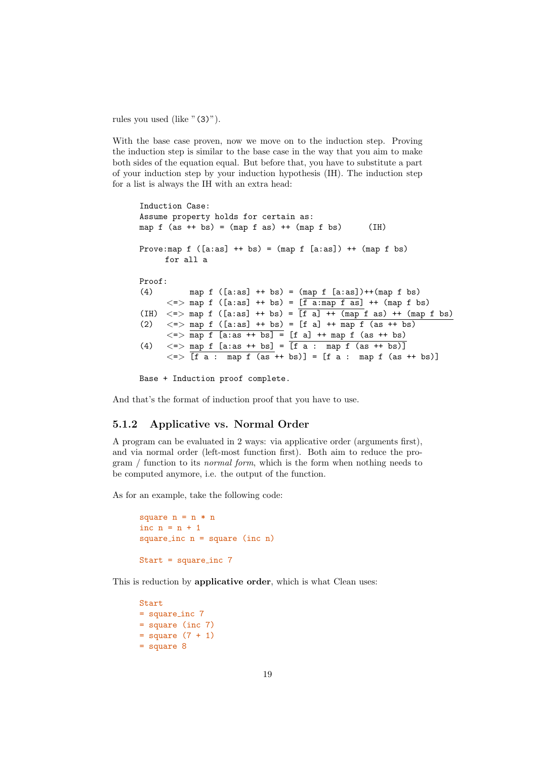rules you used (like "(3)").

With the base case proven, now we move on to the induction step. Proving the induction step is similar to the base case in the way that you aim to make both sides of the equation equal. But before that, you have to substitute a part of your induction step by your induction hypothesis (IH). The induction step for a list is always the IH with an extra head:

```
Induction Case:
Assume property holds for certain as:
map f (as ++ bs) = (map f as) ++ (map f bs)      (IH)

Prove:map f ([a:as] ++ bs) = (map f [a:as]) ++ (map f bs)
      for all a

Proof:
(4)        map f ([a:as] ++ bs) = (map f [a:as])++(map f bs)
      <=> map f ([a:as] ++ bs) = [f a:map f as] ++ (map f bs)
(IH)  <=> map f ([a:as] ++ bs) = [f a] ++ (map f as) ++ (map f bs)
(2)   <=> map f ([a:as] ++ bs) = [f a] ++ map f (as ++ bs)
      <=> map f [a:as ++ bs] = [f a] ++ map f (as ++ bs)
(4)   <=> map f [a:as ++ bs] = [f a :  map f (as ++ bs)]
      <=> [f a :  map f (as ++ bs)] = [f a :  map f (as ++ bs)]

Base + Induction proof complete.
```

And that's the format of induction proof that you have to use.

### 5.1.2 Applicative vs. Normal Order

A program can be evaluated in 2 ways: via applicative order (arguments first), and via normal order (left-most function first). Both aim to reduce the program / function to its *normal form*, which is the form when nothing needs to be computed anymore, i.e. the output of the function.

As for an example, take the following code:

```
square n = n * n
inc n = n + 1
square_inc n = square (inc n)

Start = square_inc 7
```

This is reduction by **applicative order**, which is what Clean uses:

```
Start
= square_inc 7
= square (inc 7)
= square (7 + 1)
= square 8
```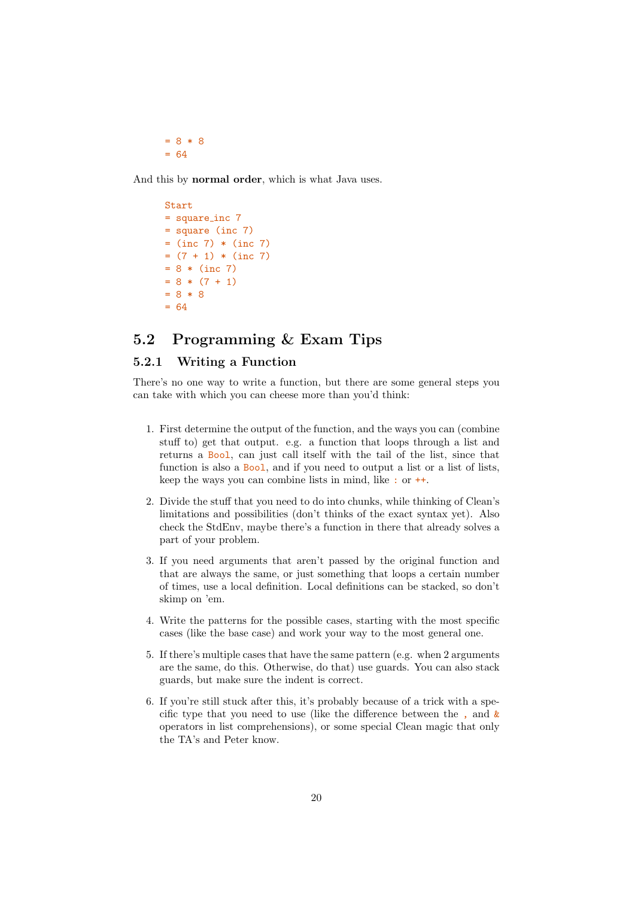```
= 8 * 8
= 64
```

And this by **normal order**, which is what Java uses.

```
Start
= square_inc 7
= square (inc 7)
= (inc 7) * (inc 7)
= (7 + 1) * (inc 7)
= 8 * (inc 7)
= 8 * (7 + 1)
= 8 * 8
= 64
```

## 5.2 Programming & Exam Tips

### 5.2.1 Writing a Function

There's no one way to write a function, but there are some general steps you can take with which you can cheese more than you'd think:

1. First determine the output of the function, and the ways you can (combine stuff to) get that output. e.g. a function that loops through a list and returns a `Bool`, can just call itself with the tail of the list, since that function is also a `Bool`, and if you need to output a list or a list of lists, keep the ways you can combine lists in mind, like `:` or `++`.

2. Divide the stuff that you need to do into chunks, while thinking of Clean's limitations and possibilities (don't thinks of the exact syntax yet). Also check the StdEnv, maybe there's a function in there that already solves a part of your problem.

3. If you need arguments that aren't passed by the original function and that are always the same, or just something that loops a certain number of times, use a local definition. Local definitions can be stacked, so don't skimp on 'em.

4. Write the patterns for the possible cases, starting with the most specific cases (like the base case) and work your way to the most general one.

5. If there's multiple cases that have the same pattern (e.g. when 2 arguments are the same, do this. Otherwise, do that) use guards. You can also stack guards, but make sure the indent is correct.

6. If you're still stuck after this, it's probably because of a trick with a specific type that you need to use (like the difference between the `,` and `&` operators in list comprehensions), or some special Clean magic that only the TA's and Peter know.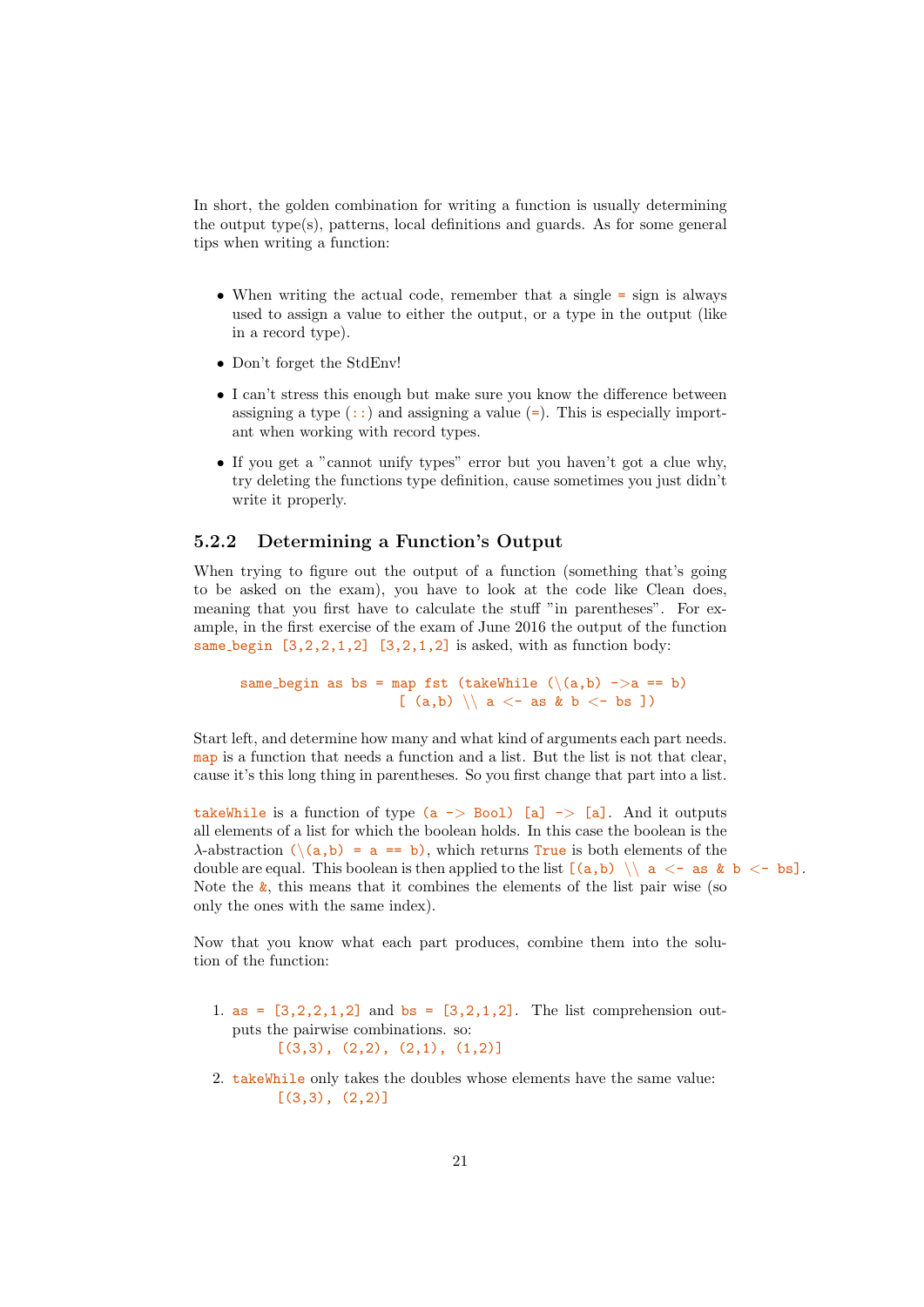In short, the golden combination for writing a function is usually determining the output type(s), patterns, local definitions and guards. As for some general tips when writing a function:

- When writing the actual code, remember that a single `=` sign is always used to assign a value to either the output, or a type in the output (like in a record type).
- Don't forget the StdEnv!
- I can't stress this enough but make sure you know the difference between assigning a type (`::`) and assigning a value (`=`). This is especially important when working with record types.
- If you get a "cannot unify types" error but you haven't got a clue why, try deleting the functions type definition, cause sometimes you just didn't write it properly.

### 5.2.2 Determining a Function's Output

When trying to figure out the output of a function (something that's going to be asked on the exam), you have to look at the code like Clean does, meaning that you first have to calculate the stuff "in parentheses". For example, in the first exercise of the exam of June 2016 the output of the function `same_begin [3,2,2,1,2] [3,2,1,2]` is asked, with as function body:

```
same_begin as bs = map fst (takeWhile (\(a,b) ->a == b)
                        [ (a,b) \\ a <- as & b <- bs ])
```

Start left, and determine how many and what kind of arguments each part needs. `map` is a function that needs a function and a list. But the list is not that clear, cause it's this long thing in parentheses. So you first change that part into a list.

`takeWhile` is a function of type `(a -> Bool) [a] -> [a]`. And it outputs all elements of a list for which the boolean holds. In this case the boolean is the $\lambda$-abstraction `(\(a,b) = a == b)`, which returns `True` is both elements of the double are equal. This boolean is then applied to the list `[(a,b) \\ a <- as & b <- bs]`. Note the `&`, this means that it combines the elements of the list pair wise (so only the ones with the same index).

Now that you know what each part produces, combine them into the solution of the function:

1. `as = [3,2,2,1,2]` and `bs = [3,2,1,2]`. The list comprehension outputs the pairwise combinations. so:
   `[(3,3), (2,2), (2,1), (1,2)]`
2. `takeWhile` only takes the doubles whose elements have the same value:
   `[(3,3), (2,2)]`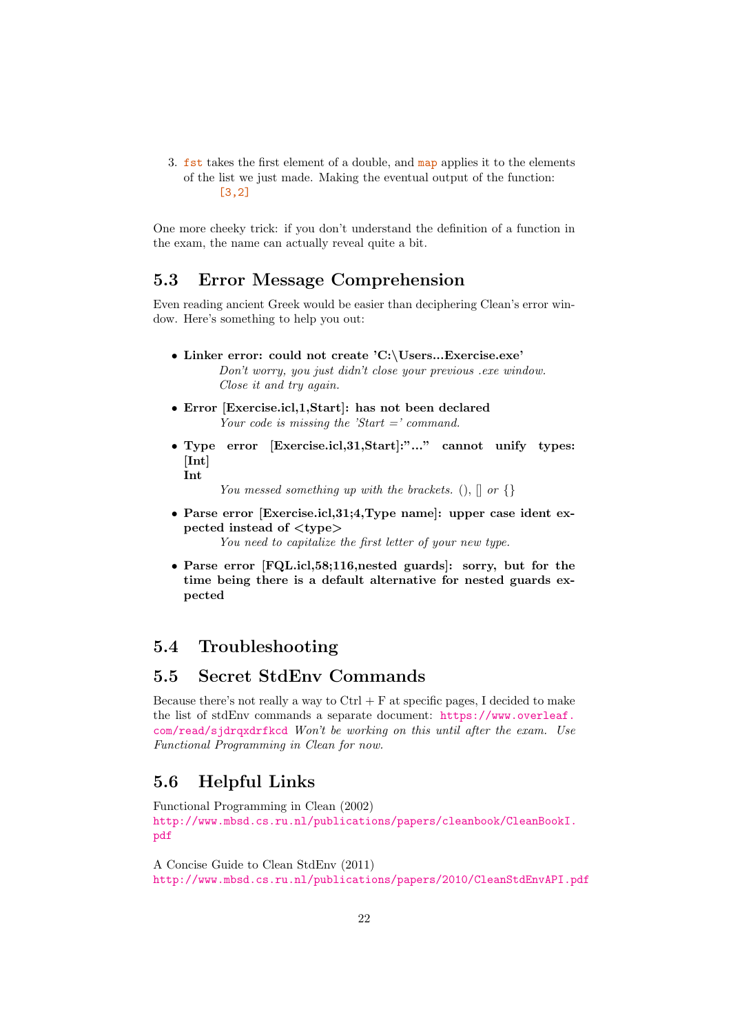3. `fst` takes the first element of a double, and `map` applies it to the elements of the list we just made. Making the eventual output of the function:
   `[3,2]`

One more cheeky trick: if you don't understand the definition of a function in the exam, the name can actually reveal quite a bit.

## 5.3 Error Message Comprehension

Even reading ancient Greek would be easier than deciphering Clean's error window. Here's something to help you out:

- **Linker error: could not create 'C:\Users...Exercise.exe'**
  *Don't worry, you just didn't close your previous .exe window. Close it and try again.*

- **Error [Exercise.icl,1,Start]: has not been declared**
  *Your code is missing the 'Start =' command.*

- **Type error [Exercise.icl,31,Start]:"..." cannot unify types: [Int] Int**
  *You messed something up with the brackets. (), [] or {}*

- **Parse error [Exercise.icl,31;4,Type name]: upper case ident expected instead of <type>**
  *You need to capitalize the first letter of your new type.*

- **Parse error [FQL.icl,58;116,nested guards]: sorry, but for the time being there is a default alternative for nested guards expected**

## 5.4 Troubleshooting

## 5.5 Secret StdEnv Commands

Because there's not really a way to Ctrl + F at specific pages, I decided to make the list of stdEnv commands a separate document: https://www.overleaf.com/read/sjdrqxdrfkcd *Won't be working on this until after the exam. Use Functional Programming in Clean for now.*

## 5.6 Helpful Links

Functional Programming in Clean (2002)
http://www.mbsd.cs.ru.nl/publications/papers/cleanbook/CleanBookI.pdf

A Concise Guide to Clean StdEnv (2011)
http://www.mbsd.cs.ru.nl/publications/papers/2010/CleanStdEnvAPI.pdf